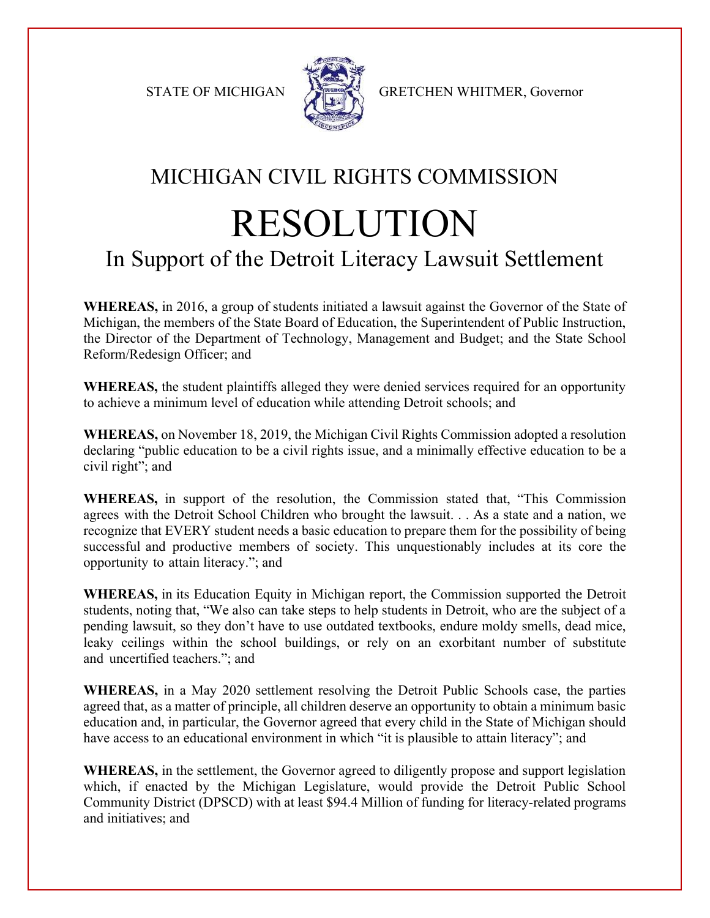STATE OF MICHIGAN GRETCHEN WHITMER, Governor

# MICHIGAN CIVIL RIGHTS COMMISSION

# RESOLUTION

## In Support of the Detroit Literacy Lawsuit Settlement

**WHEREAS,** in 2016, a group of students initiated a lawsuit against the Governor of the State of Michigan, the members of the State Board of Education, the Superintendent of Public Instruction, the Director of the Department of Technology, Management and Budget; and the State School Reform/Redesign Officer; and

**WHEREAS,** the student plaintiffs alleged they were denied services required for an opportunity to achieve a minimum level of education while attending Detroit schools; and

**WHEREAS,** on November 18, 2019, the Michigan Civil Rights Commission adopted a resolution declaring "public education to be a civil rights issue, and a minimally effective education to be a civil right"; and

**WHEREAS,** in support of the resolution, the Commission stated that, "This Commission agrees with the Detroit School Children who brought the lawsuit. . . As a state and a nation, we recognize that EVERY student needs a basic education to prepare them for the possibility of being successful and productive members of society. This unquestionably includes at its core the opportunity to attain literacy."; and

**WHEREAS,** in its Education Equity in Michigan report, the Commission supported the Detroit students, noting that, "We also can take steps to help students in Detroit, who are the subject of a pending lawsuit, so they don't have to use outdated textbooks, endure moldy smells, dead mice, leaky ceilings within the school buildings, or rely on an exorbitant number of substitute and uncertified teachers."; and

**WHEREAS,** in a May 2020 settlement resolving the Detroit Public Schools case, the parties agreed that, as a matter of principle, all children deserve an opportunity to obtain a minimum basic education and, in particular, the Governor agreed that every child in the State of Michigan should have access to an educational environment in which "it is plausible to attain literacy"; and

**WHEREAS,** in the settlement, the Governor agreed to diligently propose and support legislation which, if enacted by the Michigan Legislature, would provide the Detroit Public School Community District (DPSCD) with at least $94.4 Million of funding for literacy-related programs and initiatives; and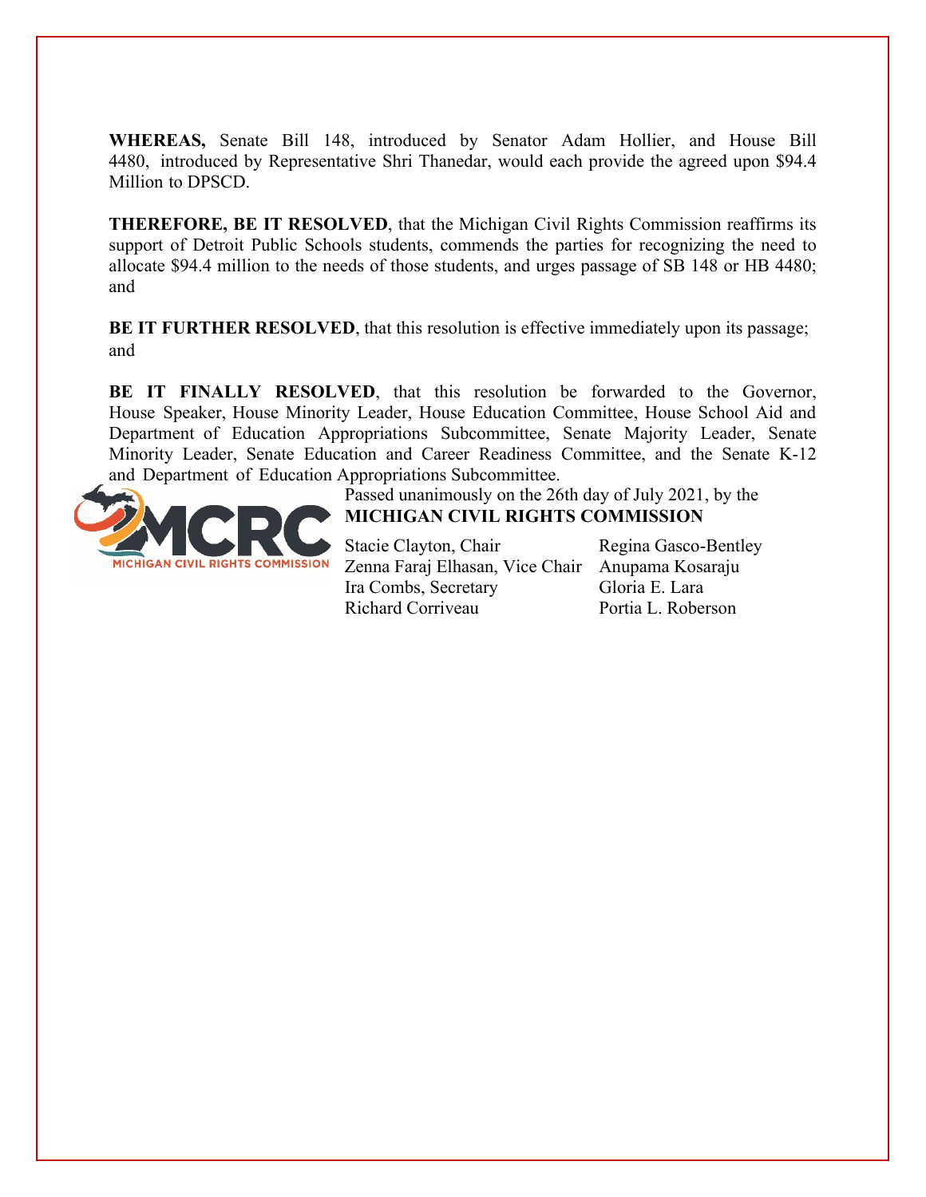**WHEREAS,** Senate Bill 148, introduced by Senator Adam Hollier, and House Bill 4480, introduced by Representative Shri Thanedar, would each provide the agreed upon $94.4 Million to DPSCD.

**THEREFORE, BE IT RESOLVED**, that the Michigan Civil Rights Commission reaffirms its support of Detroit Public Schools students, commends the parties for recognizing the need to allocate $94.4 million to the needs of those students, and urges passage of SB 148 or HB 4480; and

**BE IT FURTHER RESOLVED**, that this resolution is effective immediately upon its passage; and

**BE IT FINALLY RESOLVED**, that this resolution be forwarded to the Governor, House Speaker, House Minority Leader, House Education Committee, House School Aid and Department of Education Appropriations Subcommittee, Senate Majority Leader, Senate Minority Leader, Senate Education and Career Readiness Committee, and the Senate K-12 and Department of Education Appropriations Subcommittee.

Passed unanimously on the 26th day of July 2021, by the
**MICHIGAN CIVIL RIGHTS COMMISSION**

Stacie Clayton, Chair
Zenna Faraj Elhasan, Vice Chair
Ira Combs, Secretary
Richard Corriveau
Regina Gasco-Bentley
Anupama Kosaraju
Gloria E. Lara
Portia L. Roberson